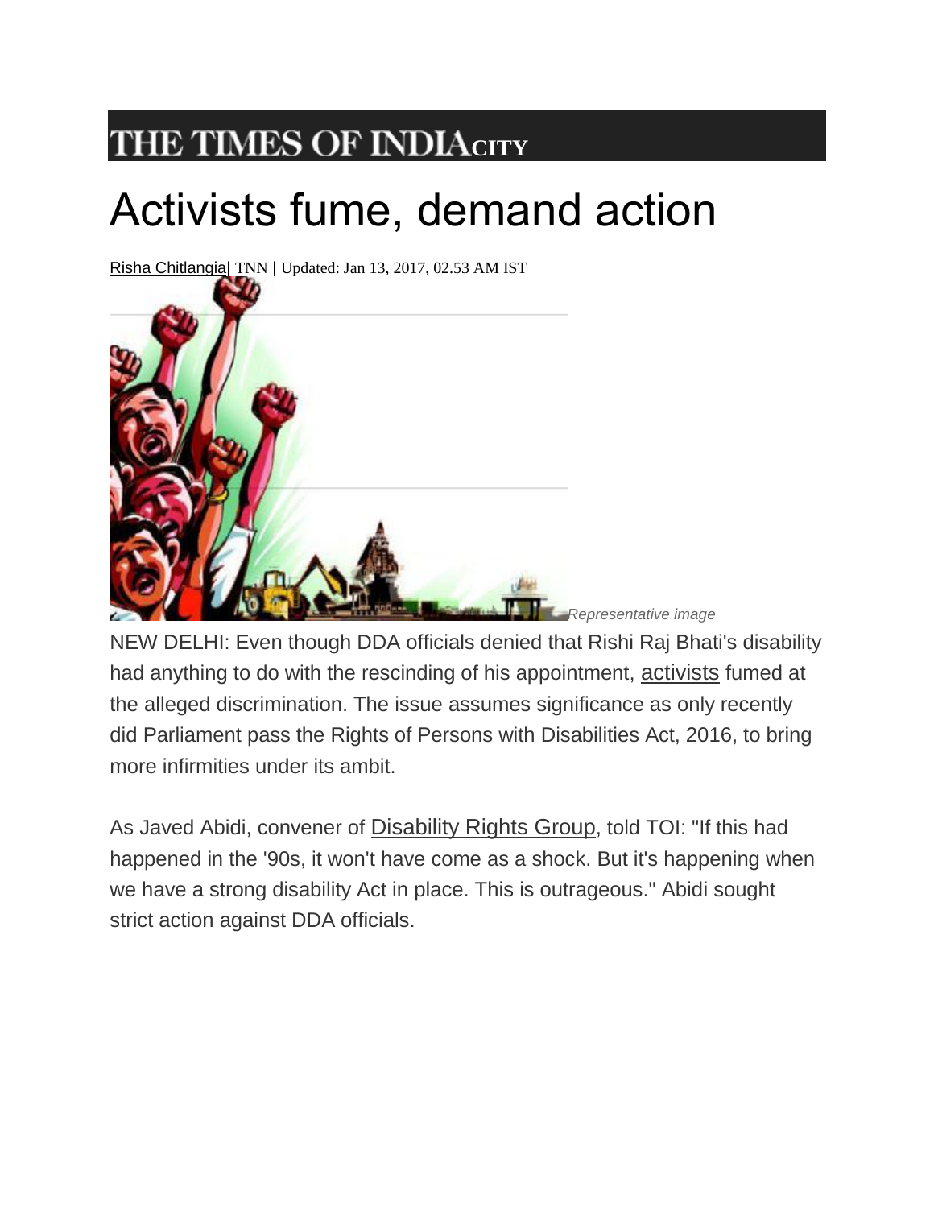THE TIMES OF INDIA CITY

# Activists fume, demand action

Risha Chitlangia | TNN | Updated: Jan 13, 2017, 02.53 AM IST

*Representative image*

NEW DELHI: Even though DDA officials denied that Rishi Raj Bhati's disability had anything to do with the rescinding of his appointment, activists fumed at the alleged discrimination. The issue assumes significance as only recently did Parliament pass the Rights of Persons with Disabilities Act, 2016, to bring more infirmities under its ambit.

As Javed Abidi, convener of Disability Rights Group, told TOI: "If this had happened in the '90s, it won't have come as a shock. But it's happening when we have a strong disability Act in place. This is outrageous." Abidi sought strict action against DDA officials.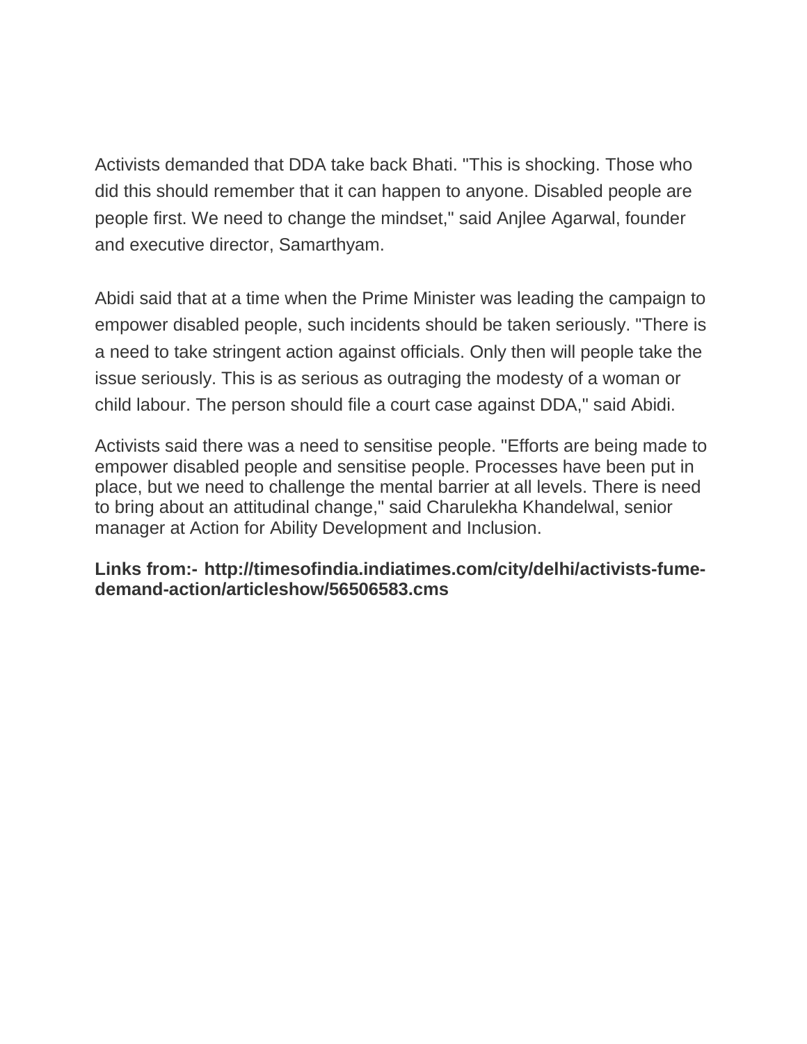Activists demanded that DDA take back Bhati. "This is shocking. Those who did this should remember that it can happen to anyone. Disabled people are people first. We need to change the mindset," said Anjlee Agarwal, founder and executive director, Samarthyam.

Abidi said that at a time when the Prime Minister was leading the campaign to empower disabled people, such incidents should be taken seriously. "There is a need to take stringent action against officials. Only then will people take the issue seriously. This is as serious as outraging the modesty of a woman or child labour. The person should file a court case against DDA," said Abidi.

Activists said there was a need to sensitise people. "Efforts are being made to empower disabled people and sensitise people. Processes have been put in place, but we need to challenge the mental barrier at all levels. There is need to bring about an attitudinal change," said Charulekha Khandelwal, senior manager at Action for Ability Development and Inclusion.

**Links from:- http://timesofindia.indiatimes.com/city/delhi/activists-fume-demand-action/articleshow/56506583.cms**